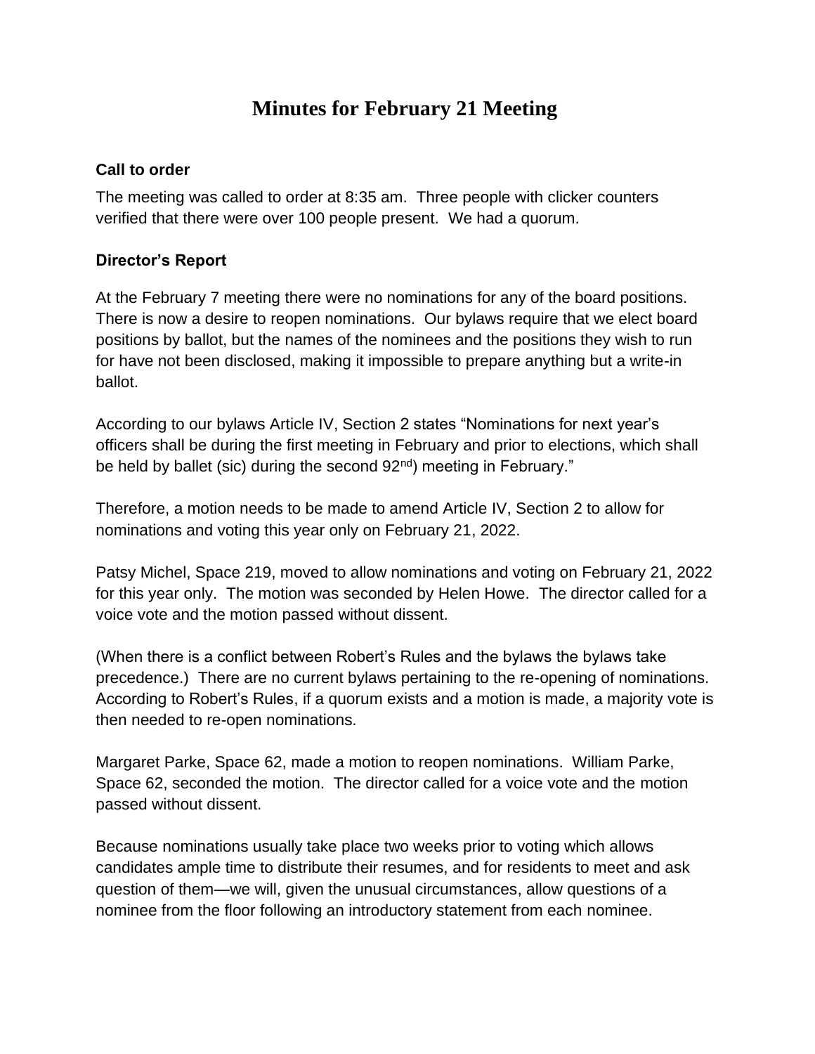# Minutes for February 21 Meeting

**Call to order**

The meeting was called to order at 8:35 am. Three people with clicker counters verified that there were over 100 people present. We had a quorum.

**Director's Report**

At the February 7 meeting there were no nominations for any of the board positions. There is now a desire to reopen nominations. Our bylaws require that we elect board positions by ballot, but the names of the nominees and the positions they wish to run for have not been disclosed, making it impossible to prepare anything but a write-in ballot.

According to our bylaws Article IV, Section 2 states "Nominations for next year's officers shall be during the first meeting in February and prior to elections, which shall be held by ballet (sic) during the second 92nd) meeting in February."

Therefore, a motion needs to be made to amend Article IV, Section 2 to allow for nominations and voting this year only on February 21, 2022.

Patsy Michel, Space 219, moved to allow nominations and voting on February 21, 2022 for this year only. The motion was seconded by Helen Howe. The director called for a voice vote and the motion passed without dissent.

(When there is a conflict between Robert's Rules and the bylaws the bylaws take precedence.) There are no current bylaws pertaining to the re-opening of nominations. According to Robert's Rules, if a quorum exists and a motion is made, a majority vote is then needed to re-open nominations.

Margaret Parke, Space 62, made a motion to reopen nominations. William Parke, Space 62, seconded the motion. The director called for a voice vote and the motion passed without dissent.

Because nominations usually take place two weeks prior to voting which allows candidates ample time to distribute their resumes, and for residents to meet and ask question of them—we will, given the unusual circumstances, allow questions of a nominee from the floor following an introductory statement from each nominee.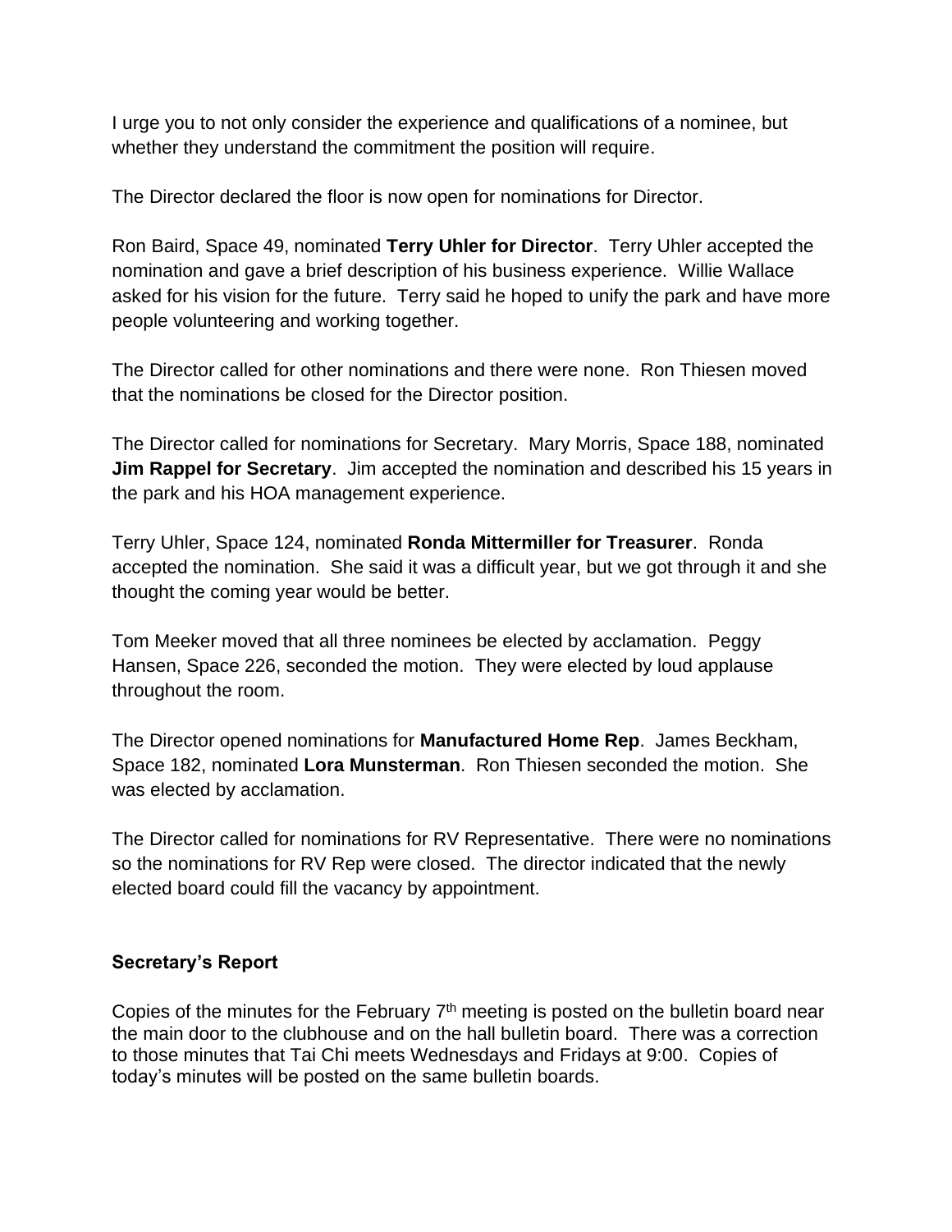I urge you to not only consider the experience and qualifications of a nominee, but whether they understand the commitment the position will require.

The Director declared the floor is now open for nominations for Director.

Ron Baird, Space 49, nominated **Terry Uhler for Director**. Terry Uhler accepted the nomination and gave a brief description of his business experience. Willie Wallace asked for his vision for the future. Terry said he hoped to unify the park and have more people volunteering and working together.

The Director called for other nominations and there were none. Ron Thiesen moved that the nominations be closed for the Director position.

The Director called for nominations for Secretary. Mary Morris, Space 188, nominated **Jim Rappel for Secretary**. Jim accepted the nomination and described his 15 years in the park and his HOA management experience.

Terry Uhler, Space 124, nominated **Ronda Mittermiller for Treasurer**. Ronda accepted the nomination. She said it was a difficult year, but we got through it and she thought the coming year would be better.

Tom Meeker moved that all three nominees be elected by acclamation. Peggy Hansen, Space 226, seconded the motion. They were elected by loud applause throughout the room.

The Director opened nominations for **Manufactured Home Rep**. James Beckham, Space 182, nominated **Lora Munsterman**. Ron Thiesen seconded the motion. She was elected by acclamation.

The Director called for nominations for RV Representative. There were no nominations so the nominations for RV Rep were closed. The director indicated that the newly elected board could fill the vacancy by appointment.

**Secretary's Report**

Copies of the minutes for the February 7th meeting is posted on the bulletin board near the main door to the clubhouse and on the hall bulletin board. There was a correction to those minutes that Tai Chi meets Wednesdays and Fridays at 9:00. Copies of today's minutes will be posted on the same bulletin boards.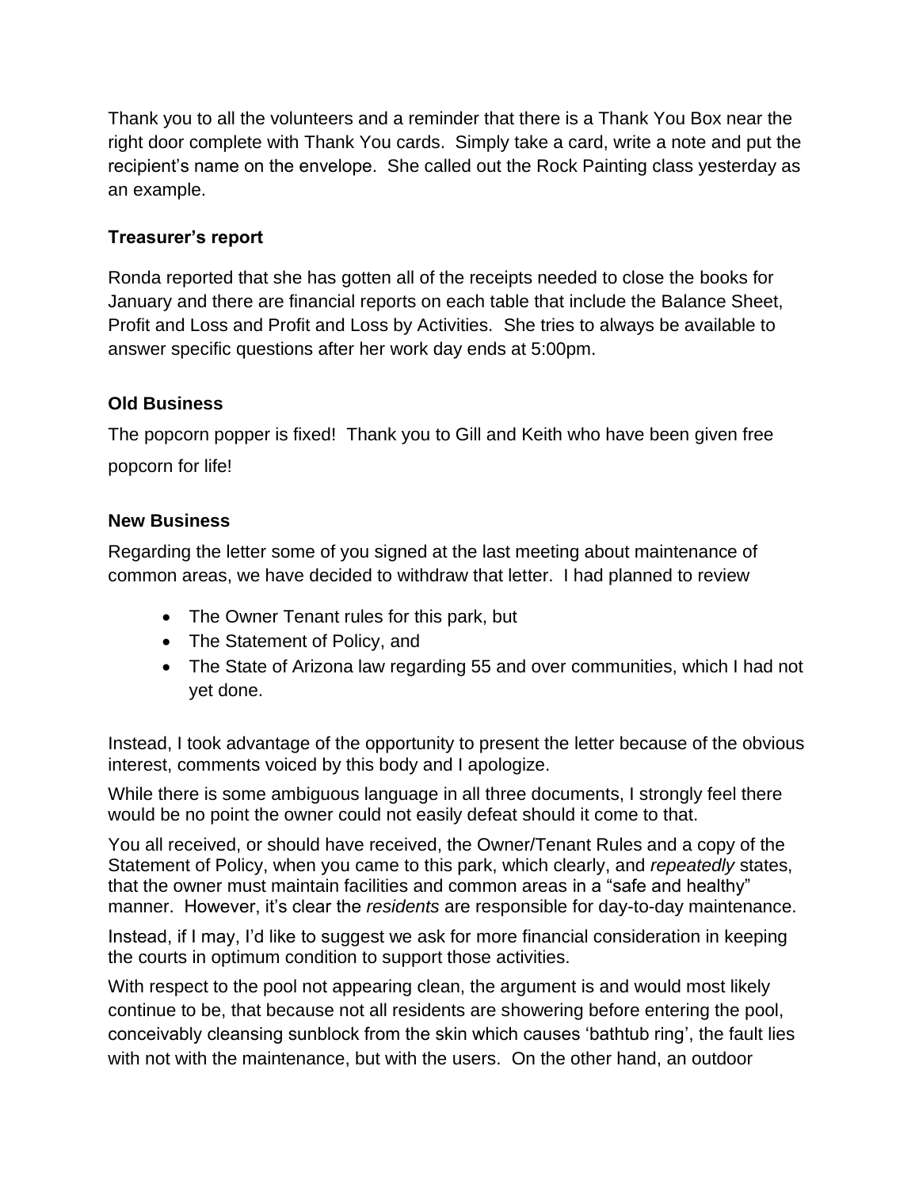Thank you to all the volunteers and a reminder that there is a Thank You Box near the right door complete with Thank You cards. Simply take a card, write a note and put the recipient's name on the envelope. She called out the Rock Painting class yesterday as an example.

**Treasurer's report**

Ronda reported that she has gotten all of the receipts needed to close the books for January and there are financial reports on each table that include the Balance Sheet, Profit and Loss and Profit and Loss by Activities. She tries to always be available to answer specific questions after her work day ends at 5:00pm.

**Old Business**

The popcorn popper is fixed! Thank you to Gill and Keith who have been given free popcorn for life!

**New Business**

Regarding the letter some of you signed at the last meeting about maintenance of common areas, we have decided to withdraw that letter. I had planned to review

- The Owner Tenant rules for this park, but
- The Statement of Policy, and
- The State of Arizona law regarding 55 and over communities, which I had not yet done.

Instead, I took advantage of the opportunity to present the letter because of the obvious interest, comments voiced by this body and I apologize.

While there is some ambiguous language in all three documents, I strongly feel there would be no point the owner could not easily defeat should it come to that.

You all received, or should have received, the Owner/Tenant Rules and a copy of the Statement of Policy, when you came to this park, which clearly, and *repeatedly* states, that the owner must maintain facilities and common areas in a "safe and healthy" manner. However, it's clear the *residents* are responsible for day-to-day maintenance.

Instead, if I may, I'd like to suggest we ask for more financial consideration in keeping the courts in optimum condition to support those activities.

With respect to the pool not appearing clean, the argument is and would most likely continue to be, that because not all residents are showering before entering the pool, conceivably cleansing sunblock from the skin which causes 'bathtub ring', the fault lies with not with the maintenance, but with the users. On the other hand, an outdoor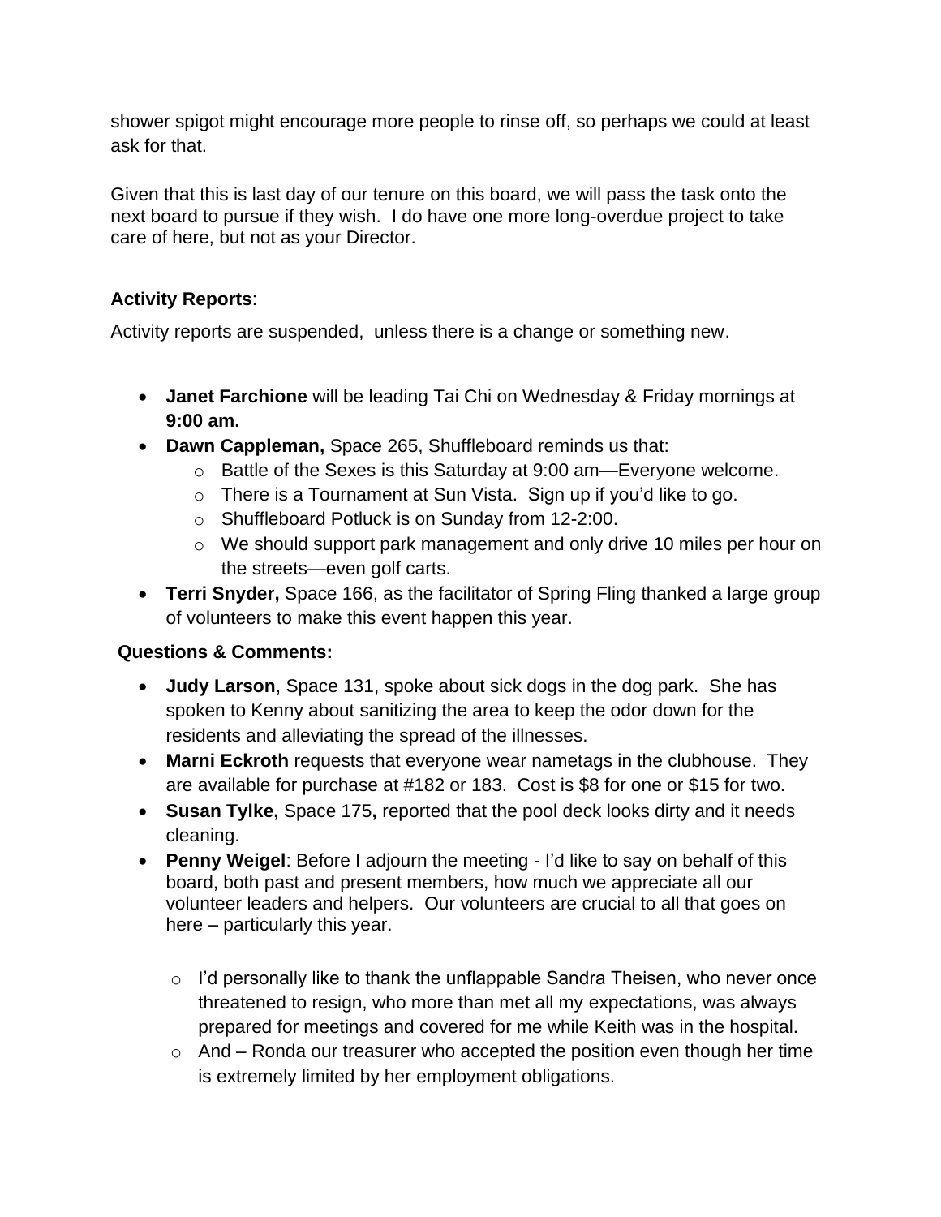shower spigot might encourage more people to rinse off, so perhaps we could at least ask for that.

Given that this is last day of our tenure on this board, we will pass the task onto the next board to pursue if they wish. I do have one more long-overdue project to take care of here, but not as your Director.

**Activity Reports**:

Activity reports are suspended, unless there is a change or something new.

- **Janet Farchione** will be leading Tai Chi on Wednesday & Friday mornings at **9:00 am.**
- **Dawn Cappleman,** Space 265, Shuffleboard reminds us that:
  - Battle of the Sexes is this Saturday at 9:00 am—Everyone welcome.
  - There is a Tournament at Sun Vista. Sign up if you'd like to go.
  - Shuffleboard Potluck is on Sunday from 12-2:00.
  - We should support park management and only drive 10 miles per hour on the streets—even golf carts.
- **Terri Snyder,** Space 166, as the facilitator of Spring Fling thanked a large group of volunteers to make this event happen this year.

**Questions & Comments:**

- **Judy Larson**, Space 131, spoke about sick dogs in the dog park. She has spoken to Kenny about sanitizing the area to keep the odor down for the residents and alleviating the spread of the illnesses.
- **Marni Eckroth** requests that everyone wear nametags in the clubhouse. They are available for purchase at #182 or 183. Cost is $8 for one or $15 for two.
- **Susan Tylke,** Space 175**,** reported that the pool deck looks dirty and it needs cleaning.
- **Penny Weigel**: Before I adjourn the meeting - I'd like to say on behalf of this board, both past and present members, how much we appreciate all our volunteer leaders and helpers. Our volunteers are crucial to all that goes on here – particularly this year.

  - I'd personally like to thank the unflappable Sandra Theisen, who never once threatened to resign, who more than met all my expectations, was always prepared for meetings and covered for me while Keith was in the hospital.
  - And – Ronda our treasurer who accepted the position even though her time is extremely limited by her employment obligations.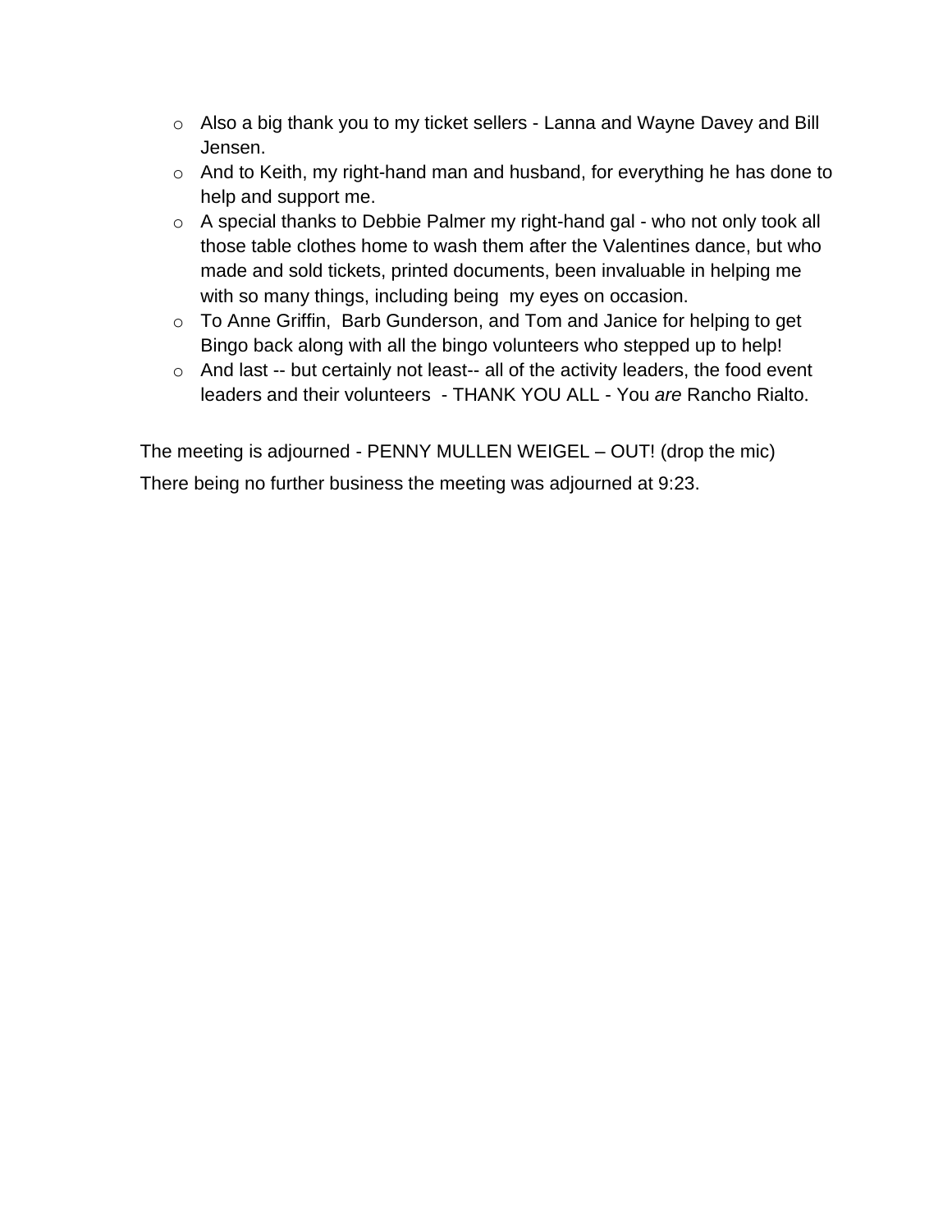- Also a big thank you to my ticket sellers - Lanna and Wayne Davey and Bill Jensen.
- And to Keith, my right-hand man and husband, for everything he has done to help and support me.
- A special thanks to Debbie Palmer my right-hand gal - who not only took all those table clothes home to wash them after the Valentines dance, but who made and sold tickets, printed documents, been invaluable in helping me with so many things, including being my eyes on occasion.
- To Anne Griffin, Barb Gunderson, and Tom and Janice for helping to get Bingo back along with all the bingo volunteers who stepped up to help!
- And last -- but certainly not least-- all of the activity leaders, the food event leaders and their volunteers - THANK YOU ALL - You *are* Rancho Rialto.

The meeting is adjourned - PENNY MULLEN WEIGEL – OUT! (drop the mic)

There being no further business the meeting was adjourned at 9:23.